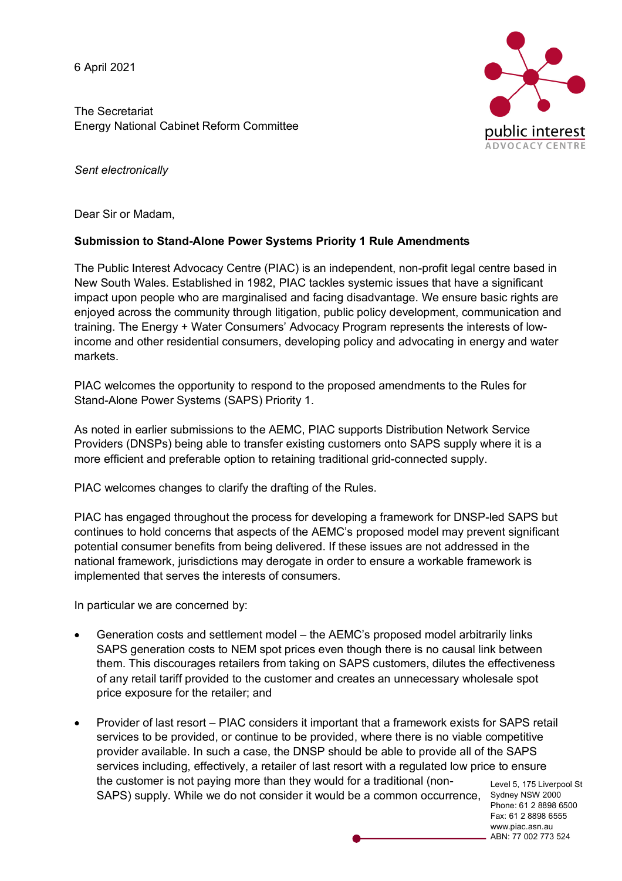6 April 2021

The Secretariat
Energy National Cabinet Reform Committee

*Sent electronically*

Dear Sir or Madam,

**Submission to Stand-Alone Power Systems Priority 1 Rule Amendments**

The Public Interest Advocacy Centre (PIAC) is an independent, non-profit legal centre based in New South Wales. Established in 1982, PIAC tackles systemic issues that have a significant impact upon people who are marginalised and facing disadvantage. We ensure basic rights are enjoyed across the community through litigation, public policy development, communication and training. The Energy + Water Consumers' Advocacy Program represents the interests of low-income and other residential consumers, developing policy and advocating in energy and water markets.

PIAC welcomes the opportunity to respond to the proposed amendments to the Rules for Stand-Alone Power Systems (SAPS) Priority 1.

As noted in earlier submissions to the AEMC, PIAC supports Distribution Network Service Providers (DNSPs) being able to transfer existing customers onto SAPS supply where it is a more efficient and preferable option to retaining traditional grid-connected supply.

PIAC welcomes changes to clarify the drafting of the Rules.

PIAC has engaged throughout the process for developing a framework for DNSP-led SAPS but continues to hold concerns that aspects of the AEMC's proposed model may prevent significant potential consumer benefits from being delivered. If these issues are not addressed in the national framework, jurisdictions may derogate in order to ensure a workable framework is implemented that serves the interests of consumers.

In particular we are concerned by:

- Generation costs and settlement model – the AEMC's proposed model arbitrarily links SAPS generation costs to NEM spot prices even though there is no causal link between them. This discourages retailers from taking on SAPS customers, dilutes the effectiveness of any retail tariff provided to the customer and creates an unnecessary wholesale spot price exposure for the retailer; and
- Provider of last resort – PIAC considers it important that a framework exists for SAPS retail services to be provided, or continue to be provided, where there is no viable competitive provider available. In such a case, the DNSP should be able to provide all of the SAPS services including, effectively, a retailer of last resort with a regulated low price to ensure the customer is not paying more than they would for a traditional (non-SAPS) supply. While we do not consider it would be a common occurrence,

Level 5, 175 Liverpool St
Sydney NSW 2000
Phone: 61 2 8898 6500
Fax: 61 2 8898 6555
www.piac.asn.au
ABN: 77 002 773 524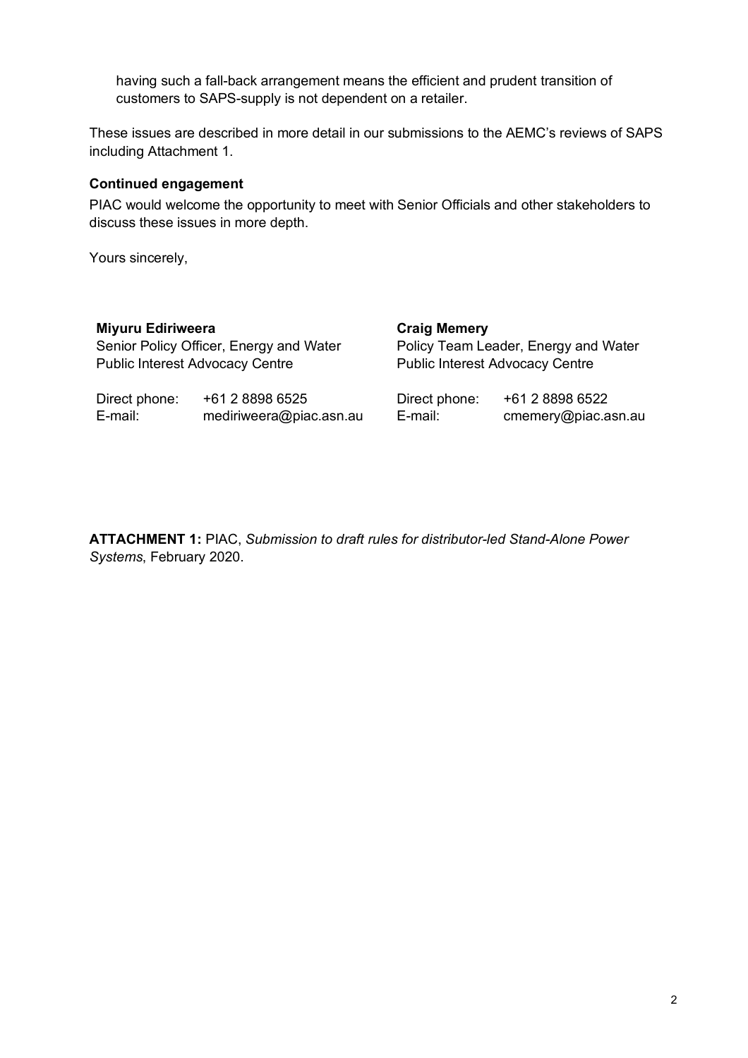having such a fall-back arrangement means the efficient and prudent transition of customers to SAPS-supply is not dependent on a retailer.

These issues are described in more detail in our submissions to the AEMC's reviews of SAPS including Attachment 1.

**Continued engagement**

PIAC would welcome the opportunity to meet with Senior Officials and other stakeholders to discuss these issues in more depth.

Yours sincerely,

**Miyuru Ediriweera**
Senior Policy Officer, Energy and Water
Public Interest Advocacy Centre

Direct phone: +61 2 8898 6525
E-mail: mediriweera@piac.asn.au

**Craig Memery**
Policy Team Leader, Energy and Water
Public Interest Advocacy Centre

Direct phone: +61 2 8898 6522
E-mail: cmemery@piac.asn.au

**ATTACHMENT 1:** PIAC, *Submission to draft rules for distributor-led Stand-Alone Power Systems*, February 2020.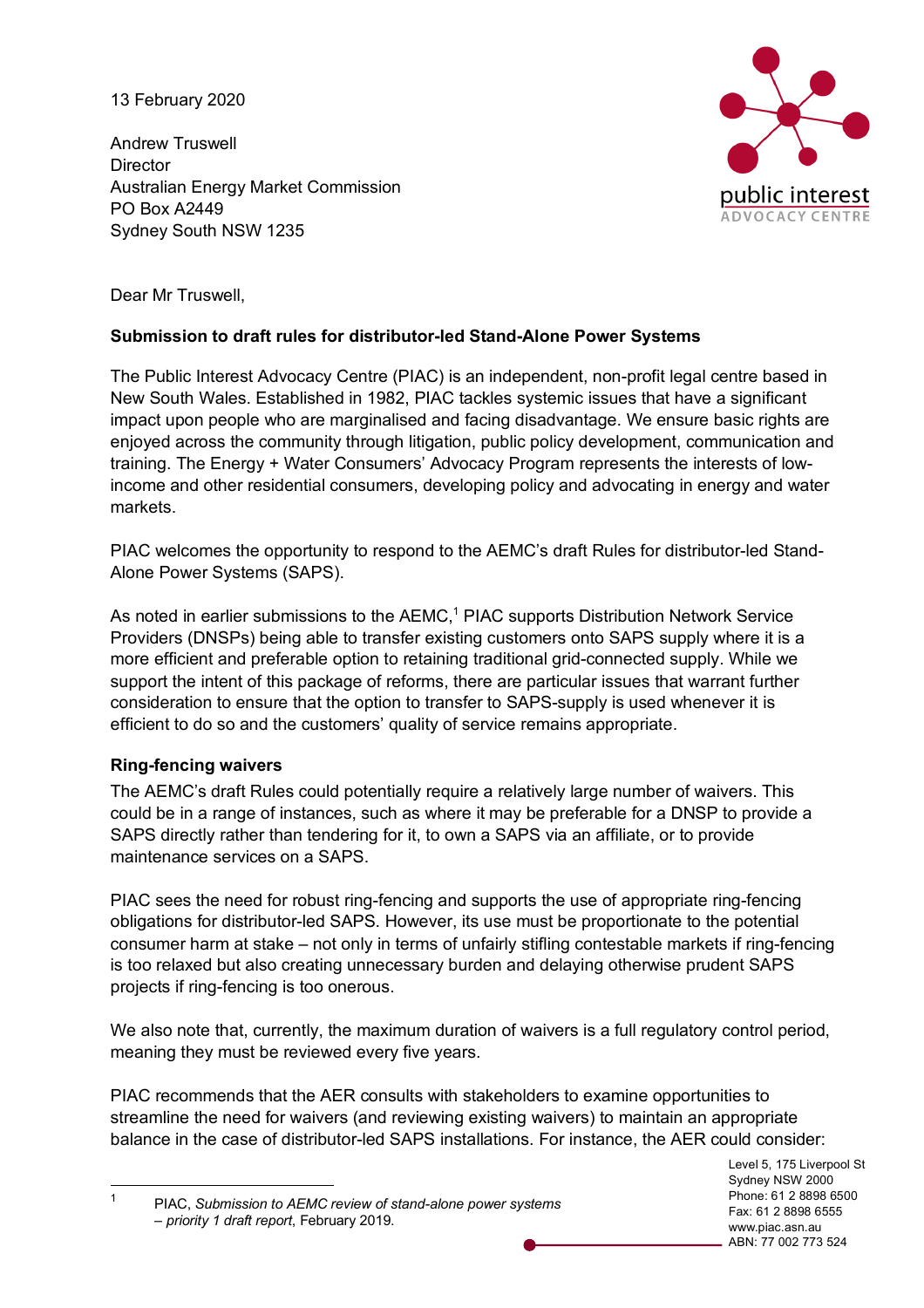13 February 2020

Andrew Truswell
Director
Australian Energy Market Commission
PO Box A2449
Sydney South NSW 1235

Dear Mr Truswell,

**Submission to draft rules for distributor-led Stand-Alone Power Systems**

The Public Interest Advocacy Centre (PIAC) is an independent, non-profit legal centre based in New South Wales. Established in 1982, PIAC tackles systemic issues that have a significant impact upon people who are marginalised and facing disadvantage. We ensure basic rights are enjoyed across the community through litigation, public policy development, communication and training. The Energy + Water Consumers' Advocacy Program represents the interests of low-income and other residential consumers, developing policy and advocating in energy and water markets.

PIAC welcomes the opportunity to respond to the AEMC's draft Rules for distributor-led Stand-Alone Power Systems (SAPS).

As noted in earlier submissions to the AEMC,[1] PIAC supports Distribution Network Service Providers (DNSPs) being able to transfer existing customers onto SAPS supply where it is a more efficient and preferable option to retaining traditional grid-connected supply. While we support the intent of this package of reforms, there are particular issues that warrant further consideration to ensure that the option to transfer to SAPS-supply is used whenever it is efficient to do so and the customers' quality of service remains appropriate.

**Ring-fencing waivers**

The AEMC's draft Rules could potentially require a relatively large number of waivers. This could be in a range of instances, such as where it may be preferable for a DNSP to provide a SAPS directly rather than tendering for it, to own a SAPS via an affiliate, or to provide maintenance services on a SAPS.

PIAC sees the need for robust ring-fencing and supports the use of appropriate ring-fencing obligations for distributor-led SAPS. However, its use must be proportionate to the potential consumer harm at stake – not only in terms of unfairly stifling contestable markets if ring-fencing is too relaxed but also creating unnecessary burden and delaying otherwise prudent SAPS projects if ring-fencing is too onerous.

We also note that, currently, the maximum duration of waivers is a full regulatory control period, meaning they must be reviewed every five years.

PIAC recommends that the AER consults with stakeholders to examine opportunities to streamline the need for waivers (and reviewing existing waivers) to maintain an appropriate balance in the case of distributor-led SAPS installations. For instance, the AER could consider:

[1] PIAC, *Submission to AEMC review of stand-alone power systems – priority 1 draft report*, February 2019.

Level 5, 175 Liverpool St
Sydney NSW 2000
Phone: 61 2 8898 6500
Fax: 61 2 8898 6555
www.piac.asn.au
ABN: 77 002 773 524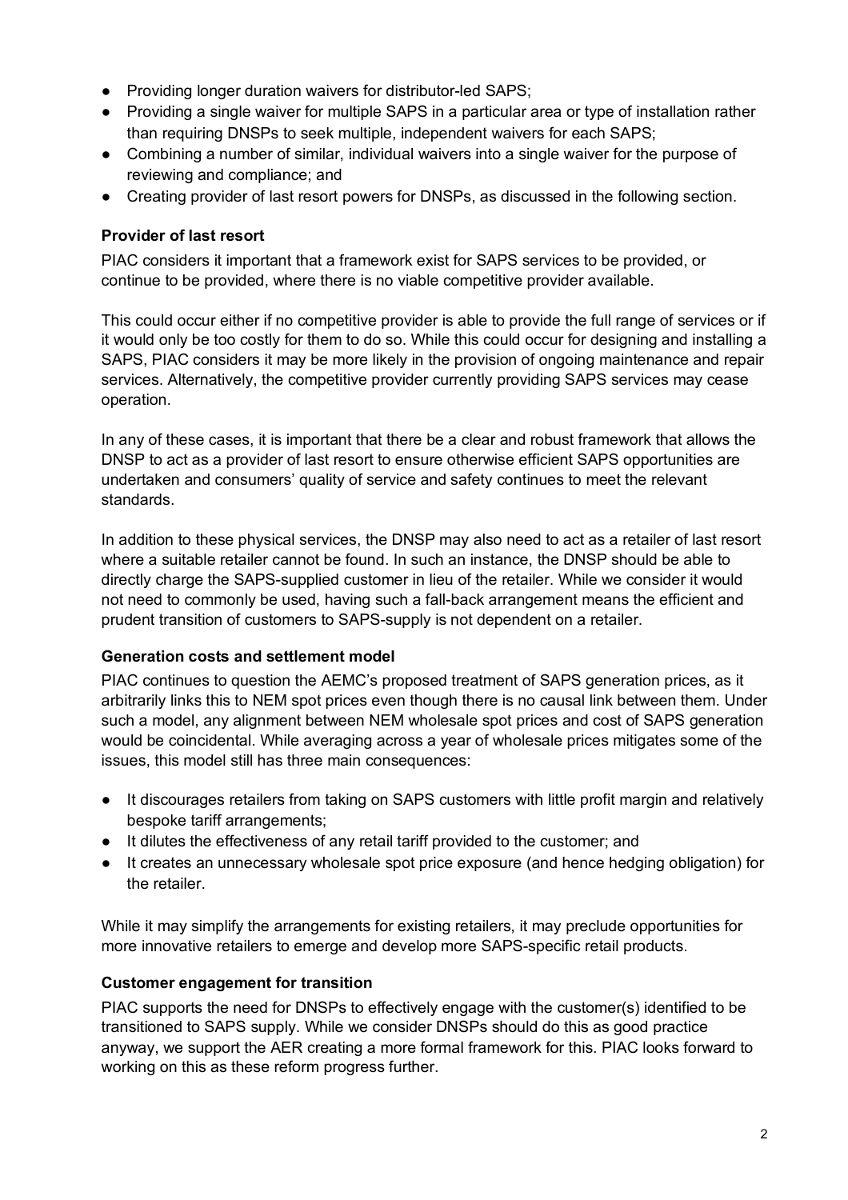- Providing longer duration waivers for distributor-led SAPS;
- Providing a single waiver for multiple SAPS in a particular area or type of installation rather than requiring DNSPs to seek multiple, independent waivers for each SAPS;
- Combining a number of similar, individual waivers into a single waiver for the purpose of reviewing and compliance; and
- Creating provider of last resort powers for DNSPs, as discussed in the following section.

**Provider of last resort**

PIAC considers it important that a framework exist for SAPS services to be provided, or continue to be provided, where there is no viable competitive provider available.

This could occur either if no competitive provider is able to provide the full range of services or if it would only be too costly for them to do so. While this could occur for designing and installing a SAPS, PIAC considers it may be more likely in the provision of ongoing maintenance and repair services. Alternatively, the competitive provider currently providing SAPS services may cease operation.

In any of these cases, it is important that there be a clear and robust framework that allows the DNSP to act as a provider of last resort to ensure otherwise efficient SAPS opportunities are undertaken and consumers' quality of service and safety continues to meet the relevant standards.

In addition to these physical services, the DNSP may also need to act as a retailer of last resort where a suitable retailer cannot be found. In such an instance, the DNSP should be able to directly charge the SAPS-supplied customer in lieu of the retailer. While we consider it would not need to commonly be used, having such a fall-back arrangement means the efficient and prudent transition of customers to SAPS-supply is not dependent on a retailer.

**Generation costs and settlement model**

PIAC continues to question the AEMC's proposed treatment of SAPS generation prices, as it arbitrarily links this to NEM spot prices even though there is no causal link between them. Under such a model, any alignment between NEM wholesale spot prices and cost of SAPS generation would be coincidental. While averaging across a year of wholesale prices mitigates some of the issues, this model still has three main consequences:

- It discourages retailers from taking on SAPS customers with little profit margin and relatively bespoke tariff arrangements;
- It dilutes the effectiveness of any retail tariff provided to the customer; and
- It creates an unnecessary wholesale spot price exposure (and hence hedging obligation) for the retailer.

While it may simplify the arrangements for existing retailers, it may preclude opportunities for more innovative retailers to emerge and develop more SAPS-specific retail products.

**Customer engagement for transition**

PIAC supports the need for DNSPs to effectively engage with the customer(s) identified to be transitioned to SAPS supply. While we consider DNSPs should do this as good practice anyway, we support the AER creating a more formal framework for this. PIAC looks forward to working on this as these reform progress further.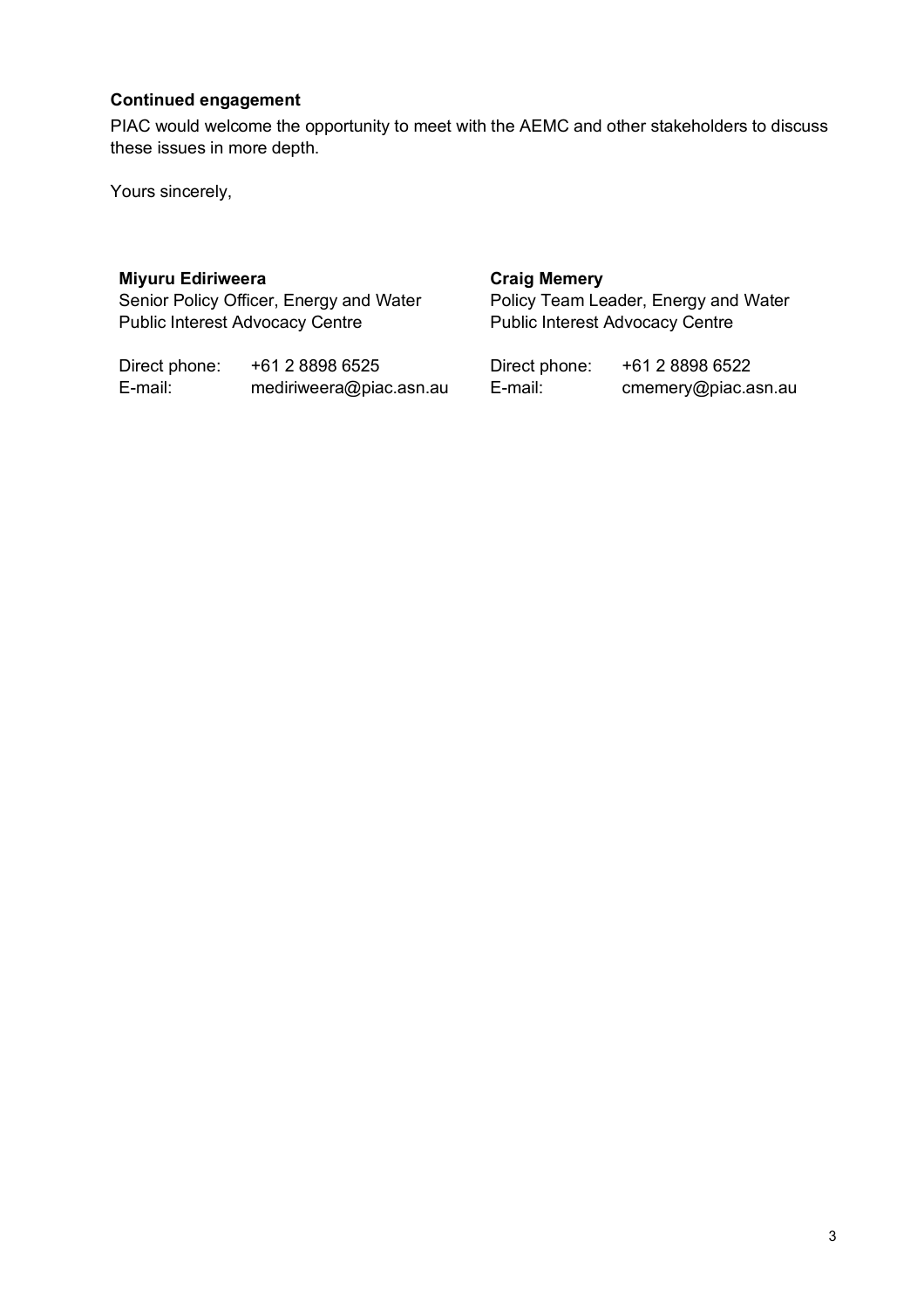**Continued engagement**

PIAC would welcome the opportunity to meet with the AEMC and other stakeholders to discuss these issues in more depth.

Yours sincerely,

**Miyuru Ediriweera**
Senior Policy Officer, Energy and Water
Public Interest Advocacy Centre

Direct phone: +61 2 8898 6525
E-mail: mediriweera@piac.asn.au

**Craig Memery**
Policy Team Leader, Energy and Water
Public Interest Advocacy Centre

Direct phone: +61 2 8898 6522
E-mail: cmemery@piac.asn.au